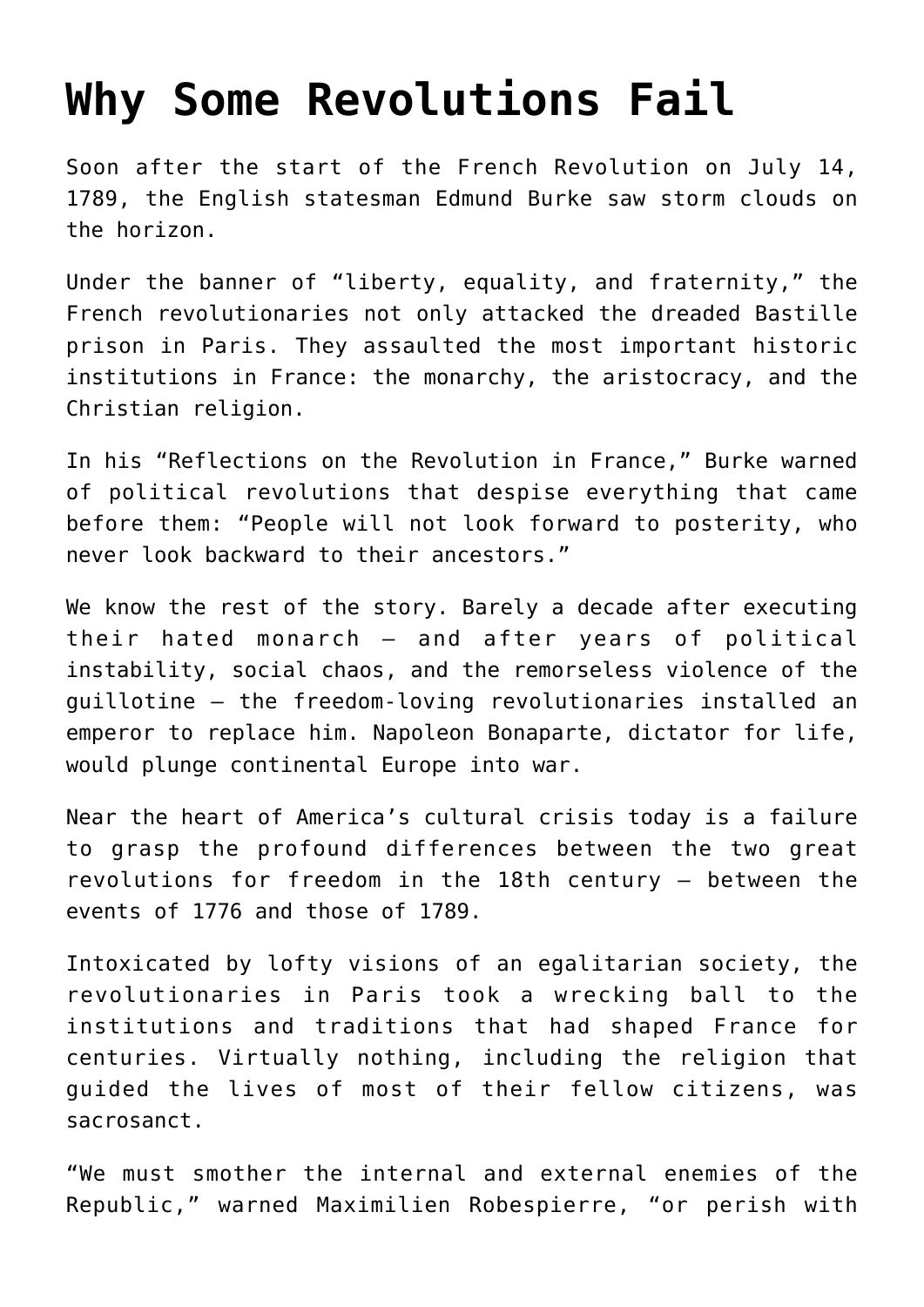# Why Some Revolutions Fail

Soon after the start of the French Revolution on July 14, 1789, the English statesman Edmund Burke saw storm clouds on the horizon.

Under the banner of "liberty, equality, and fraternity," the French revolutionaries not only attacked the dreaded Bastille prison in Paris. They assaulted the most important historic institutions in France: the monarchy, the aristocracy, and the Christian religion.

In his "Reflections on the Revolution in France," Burke warned of political revolutions that despise everything that came before them: "People will not look forward to posterity, who never look backward to their ancestors."

We know the rest of the story. Barely a decade after executing their hated monarch — and after years of political instability, social chaos, and the remorseless violence of the guillotine — the freedom-loving revolutionaries installed an emperor to replace him. Napoleon Bonaparte, dictator for life, would plunge continental Europe into war.

Near the heart of America's cultural crisis today is a failure to grasp the profound differences between the two great revolutions for freedom in the 18th century — between the events of 1776 and those of 1789.

Intoxicated by lofty visions of an egalitarian society, the revolutionaries in Paris took a wrecking ball to the institutions and traditions that had shaped France for centuries. Virtually nothing, including the religion that guided the lives of most of their fellow citizens, was sacrosanct.

"We must smother the internal and external enemies of the Republic," warned Maximilien Robespierre, "or perish with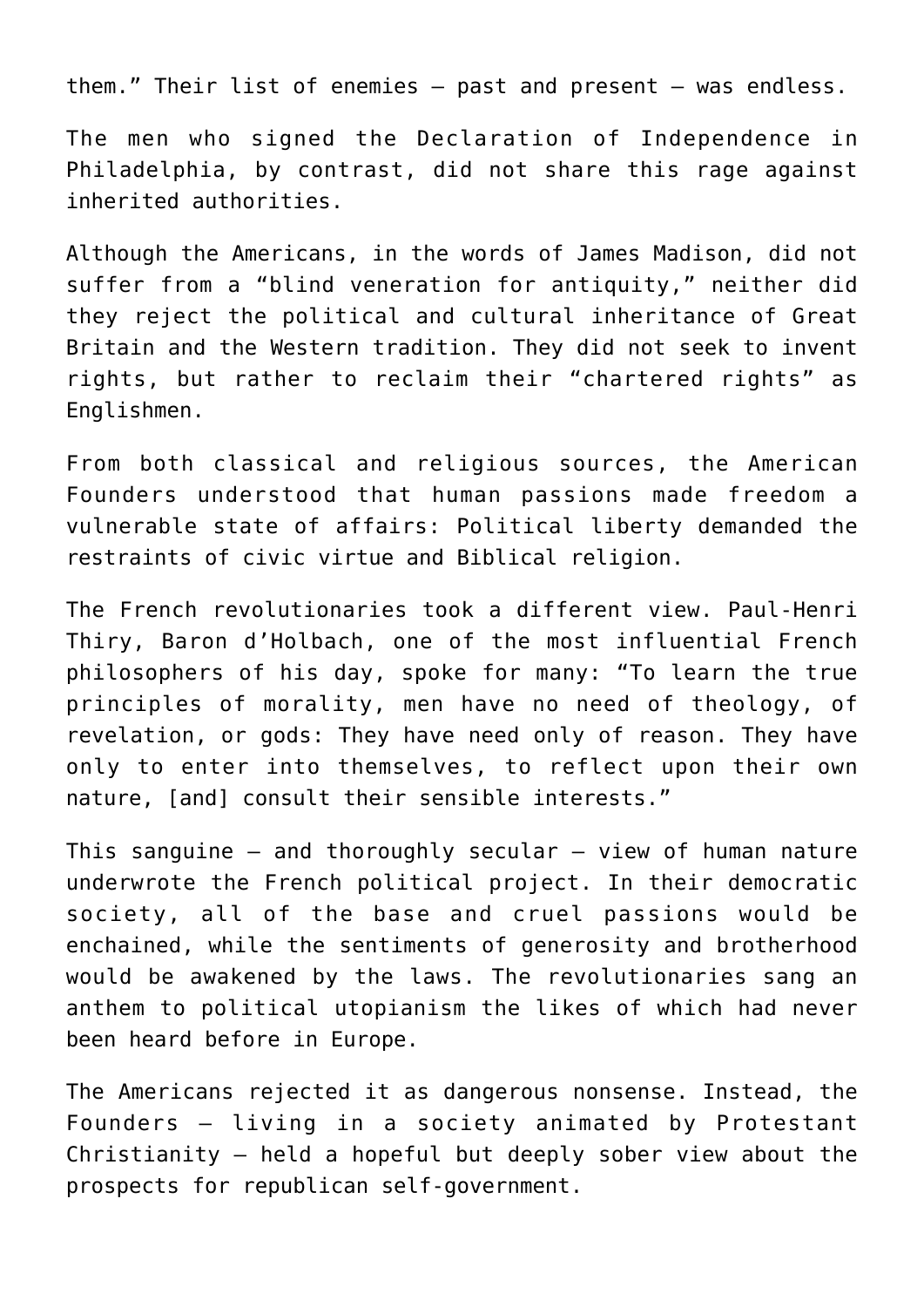them." Their list of enemies – past and present – was endless.

The men who signed the Declaration of Independence in Philadelphia, by contrast, did not share this rage against inherited authorities.

Although the Americans, in the words of James Madison, did not suffer from a "blind veneration for antiquity," neither did they reject the political and cultural inheritance of Great Britain and the Western tradition. They did not seek to invent rights, but rather to reclaim their "chartered rights" as Englishmen.

From both classical and religious sources, the American Founders understood that human passions made freedom a vulnerable state of affairs: Political liberty demanded the restraints of civic virtue and Biblical religion.

The French revolutionaries took a different view. Paul-Henri Thiry, Baron d'Holbach, one of the most influential French philosophers of his day, spoke for many: "To learn the true principles of morality, men have no need of theology, of revelation, or gods: They have need only of reason. They have only to enter into themselves, to reflect upon their own nature, [and] consult their sensible interests."

This sanguine – and thoroughly secular – view of human nature underwrote the French political project. In their democratic society, all of the base and cruel passions would be enchained, while the sentiments of generosity and brotherhood would be awakened by the laws. The revolutionaries sang an anthem to political utopianism the likes of which had never been heard before in Europe.

The Americans rejected it as dangerous nonsense. Instead, the Founders – living in a society animated by Protestant Christianity – held a hopeful but deeply sober view about the prospects for republican self-government.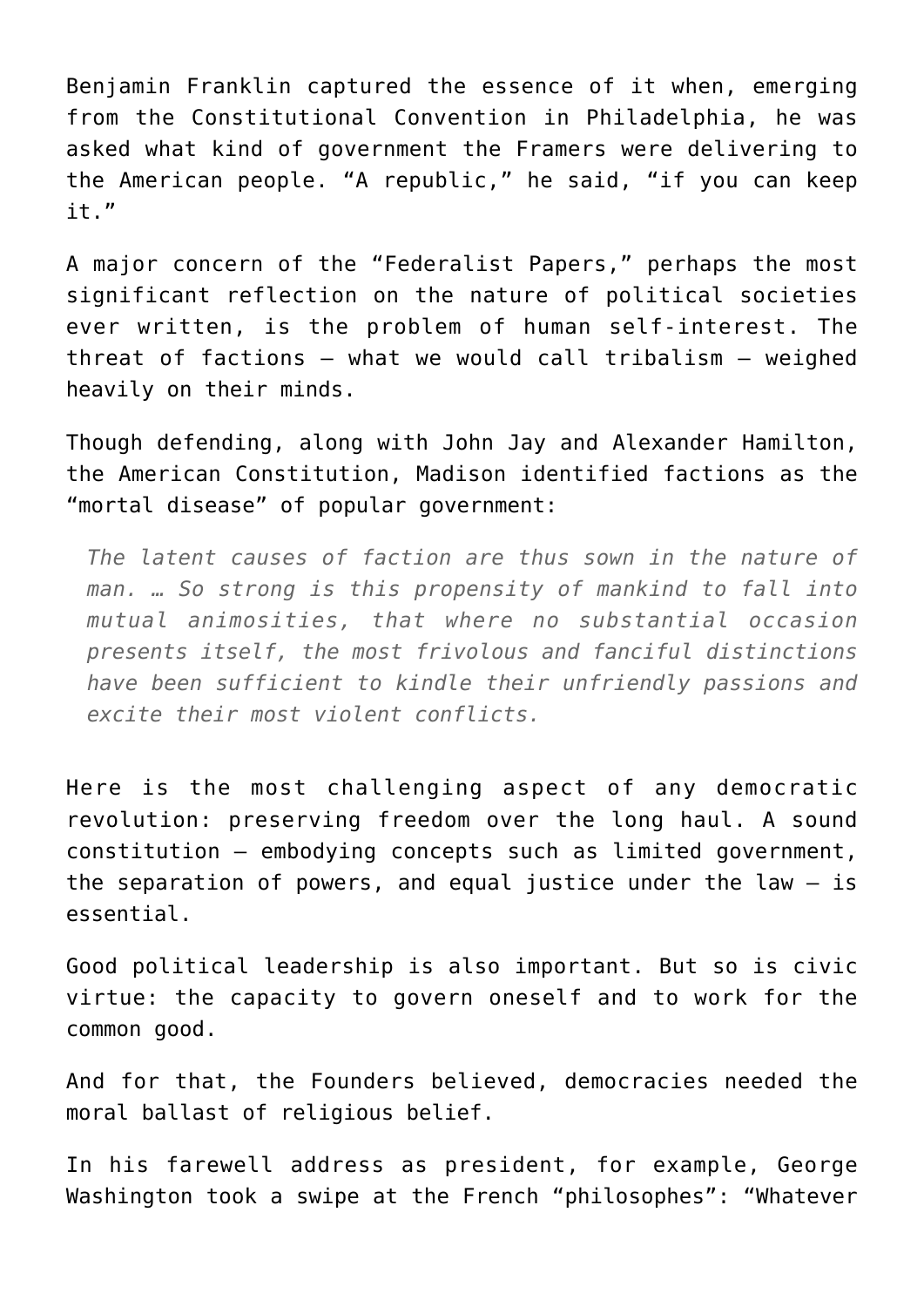Benjamin Franklin captured the essence of it when, emerging from the Constitutional Convention in Philadelphia, he was asked what kind of government the Framers were delivering to the American people. “A republic,” he said, “if you can keep it.”

A major concern of the “Federalist Papers,” perhaps the most significant reflection on the nature of political societies ever written, is the problem of human self-interest. The threat of factions — what we would call tribalism — weighed heavily on their minds.

Though defending, along with John Jay and Alexander Hamilton, the American Constitution, Madison identified factions as the “mortal disease” of popular government:

> *The latent causes of faction are thus sown in the nature of man. … So strong is this propensity of mankind to fall into mutual animosities, that where no substantial occasion presents itself, the most frivolous and fanciful distinctions have been sufficient to kindle their unfriendly passions and excite their most violent conflicts.*

Here is the most challenging aspect of any democratic revolution: preserving freedom over the long haul. A sound constitution — embodying concepts such as limited government, the separation of powers, and equal justice under the law — is essential.

Good political leadership is also important. But so is civic virtue: the capacity to govern oneself and to work for the common good.

And for that, the Founders believed, democracies needed the moral ballast of religious belief.

In his farewell address as president, for example, George Washington took a swipe at the French “philosophes”: “Whatever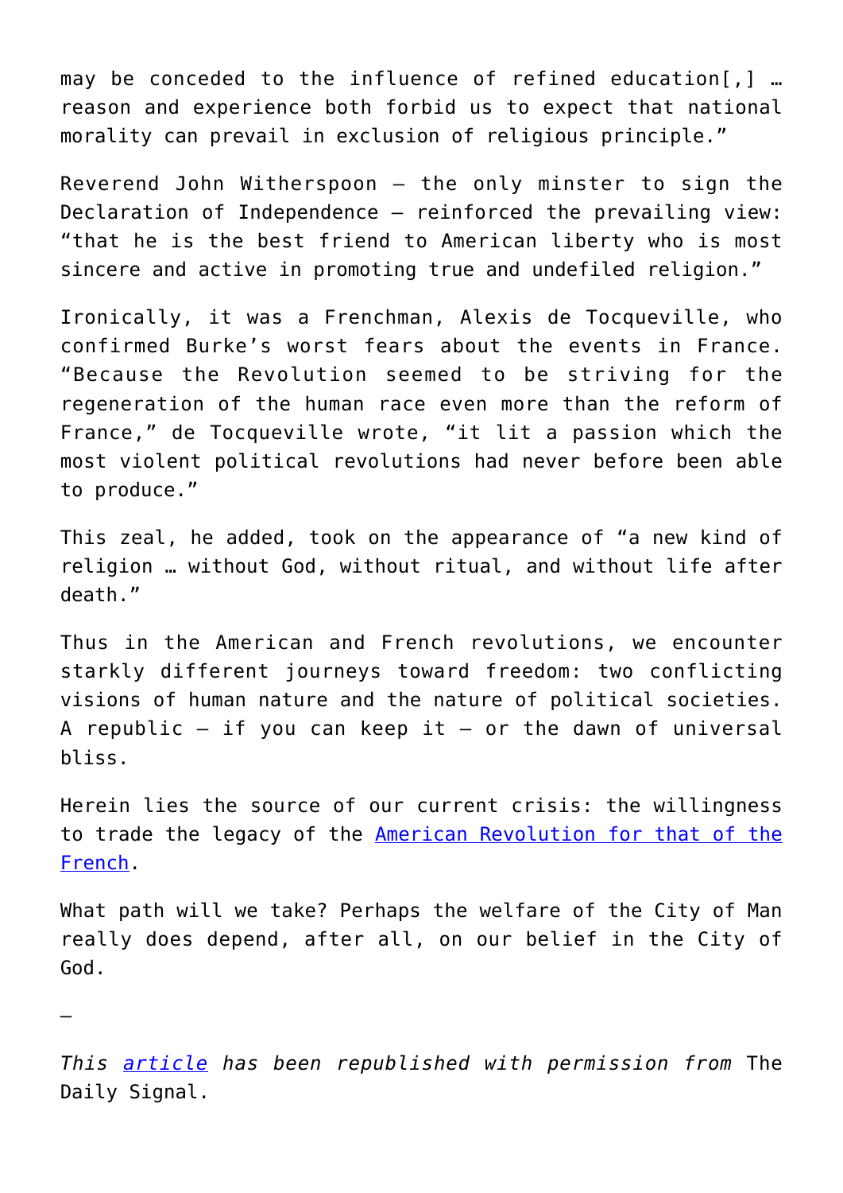may be conceded to the influence of refined education[,] … reason and experience both forbid us to expect that national morality can prevail in exclusion of religious principle."

Reverend John Witherspoon — the only minster to sign the Declaration of Independence — reinforced the prevailing view: "that he is the best friend to American liberty who is most sincere and active in promoting true and undefiled religion."

Ironically, it was a Frenchman, Alexis de Tocqueville, who confirmed Burke's worst fears about the events in France. "Because the Revolution seemed to be striving for the regeneration of the human race even more than the reform of France," de Tocqueville wrote, "it lit a passion which the most violent political revolutions had never before been able to produce."

This zeal, he added, took on the appearance of "a new kind of religion … without God, without ritual, and without life after death."

Thus in the American and French revolutions, we encounter starkly different journeys toward freedom: two conflicting visions of human nature and the nature of political societies. A republic — if you can keep it — or the dawn of universal bliss.

Herein lies the source of our current crisis: the willingness to trade the legacy of the American Revolution for that of the French.

What path will we take? Perhaps the welfare of the City of Man really does depend, after all, on our belief in the City of God.

—

*This article has been republished with permission from* The Daily Signal.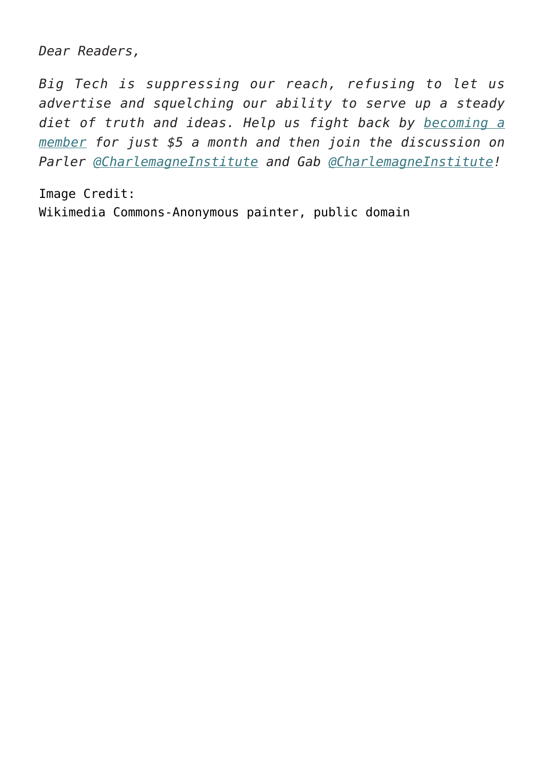*Dear Readers,*

*Big Tech is suppressing our reach, refusing to let us advertise and squelching our ability to serve up a steady diet of truth and ideas. Help us fight back by becoming a member for just $5 a month and then join the discussion on Parler @CharlemagneInstitute and Gab @CharlemagneInstitute!*

Image Credit:
Wikimedia Commons-Anonymous painter, public domain